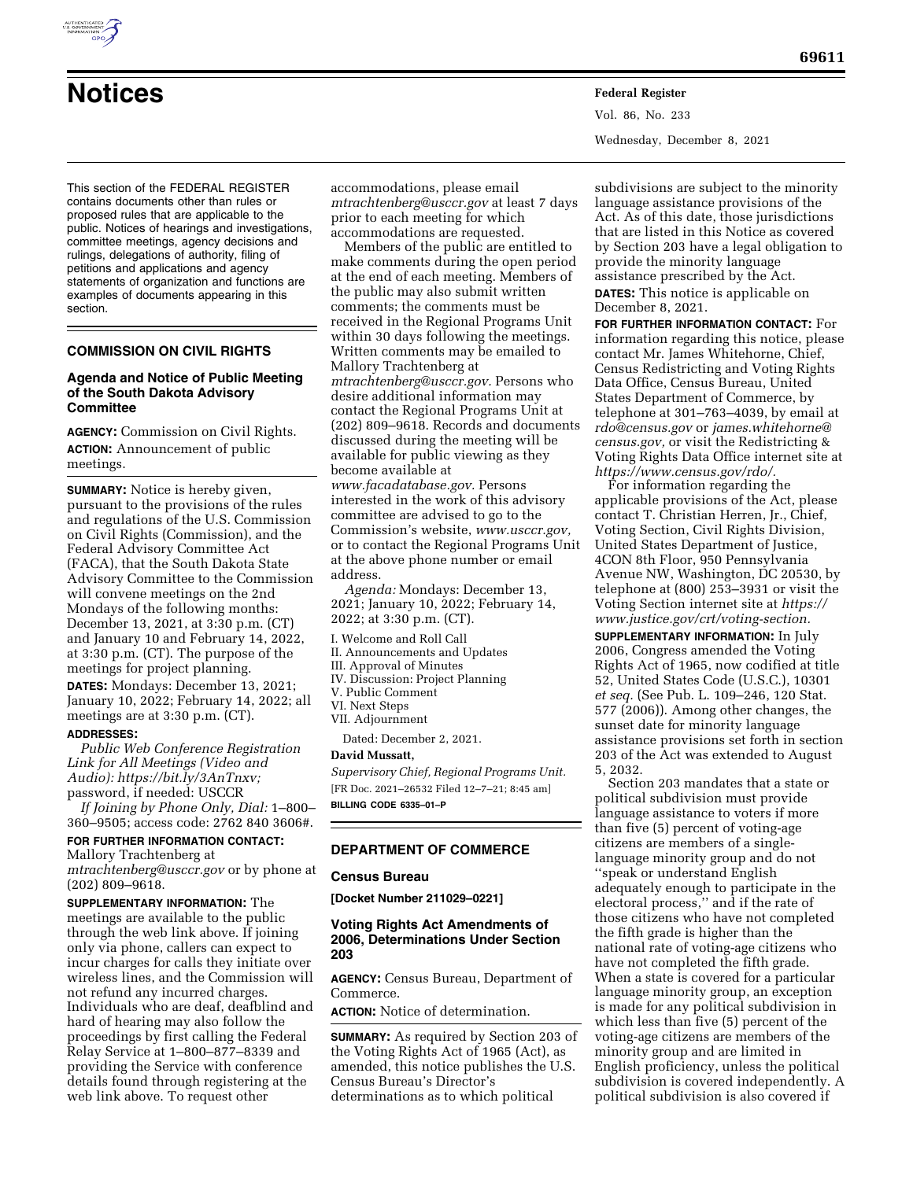# Notices

This section of the FEDERAL REGISTER contains documents other than rules or proposed rules that are applicable to the public. Notices of hearings and investigations, committee meetings, agency decisions and rulings, delegations of authority, filing of petitions and applications and agency statements of organization and functions are examples of documents appearing in this section.

## COMMISSION ON CIVIL RIGHTS

### Agenda and Notice of Public Meeting of the South Dakota Advisory Committee

**AGENCY:** Commission on Civil Rights.

**ACTION:** Announcement of public meetings.

**SUMMARY:** Notice is hereby given, pursuant to the provisions of the rules and regulations of the U.S. Commission on Civil Rights (Commission), and the Federal Advisory Committee Act (FACA), that the South Dakota State Advisory Committee to the Commission will convene meetings on the 2nd Mondays of the following months: December 13, 2021, at 3:30 p.m. (CT) and January 10 and February 14, 2022, at 3:30 p.m. (CT). The purpose of the meetings for project planning.

**DATES:** Mondays: December 13, 2021; January 10, 2022; February 14, 2022; all meetings are at 3:30 p.m. (CT).

**ADDRESSES:**

*Public Web Conference Registration Link for All Meetings (Video and Audio): https://bit.ly/3AnTnxv;* password, if needed: USCCR

*If Joining by Phone Only, Dial:* 1–800–360–9505; access code: 2762 840 3606#.

**FOR FURTHER INFORMATION CONTACT:** Mallory Trachtenberg at *mtrachtenberg@usccr.gov* or by phone at (202) 809–9618.

**SUPPLEMENTARY INFORMATION:** The meetings are available to the public through the web link above. If joining only via phone, callers can expect to incur charges for calls they initiate over wireless lines, and the Commission will not refund any incurred charges. Individuals who are deaf, deafblind and hard of hearing may also follow the proceedings by first calling the Federal Relay Service at 1–800–877–8339 and providing the Service with conference details found through registering at the web link above. To request other accommodations, please email *mtrachtenberg@usccr.gov* at least 7 days prior to each meeting for which accommodations are requested.

Members of the public are entitled to make comments during the open period at the end of each meeting. Members of the public may also submit written comments; the comments must be received in the Regional Programs Unit within 30 days following the meetings. Written comments may be emailed to Mallory Trachtenberg at *mtrachtenberg@usccr.gov.* Persons who desire additional information may contact the Regional Programs Unit at (202) 809–9618. Records and documents discussed during the meeting will be available for public viewing as they become available at *www.facadatabase.gov.* Persons interested in the work of this advisory committee are advised to go to the Commission's website, *www.usccr.gov,* or to contact the Regional Programs Unit at the above phone number or email address.

*Agenda:* Mondays: December 13, 2021; January 10, 2022; February 14, 2022; at 3:30 p.m. (CT).

I. Welcome and Roll Call
II. Announcements and Updates
III. Approval of Minutes
IV. Discussion: Project Planning
V. Public Comment
VI. Next Steps
VII. Adjournment

Dated: December 2, 2021.

**David Mussatt,**

*Supervisory Chief, Regional Programs Unit.*

[FR Doc. 2021–26532 Filed 12–7–21; 8:45 am]

**BILLING CODE 6335–01–P**

## DEPARTMENT OF COMMERCE

### Census Bureau

**[Docket Number 211029–0221]**

### Voting Rights Act Amendments of 2006, Determinations Under Section 203

**AGENCY:** Census Bureau, Department of Commerce.

**ACTION:** Notice of determination.

**SUMMARY:** As required by Section 203 of the Voting Rights Act of 1965 (Act), as amended, this notice publishes the U.S. Census Bureau's Director's determinations as to which political subdivisions are subject to the minority language assistance provisions of the Act. As of this date, those jurisdictions that are listed in this Notice as covered by Section 203 have a legal obligation to provide the minority language assistance prescribed by the Act.

**DATES:** This notice is applicable on December 8, 2021.

**FOR FURTHER INFORMATION CONTACT:** For information regarding this notice, please contact Mr. James Whitehorne, Chief, Census Redistricting and Voting Rights Data Office, Census Bureau, United States Department of Commerce, by telephone at 301–763–4039, by email at *rdo@census.gov* or *james.whitehorne@census.gov,* or visit the Redistricting & Voting Rights Data Office internet site at *https://www.census.gov/rdo/.*

For information regarding the applicable provisions of the Act, please contact T. Christian Herren, Jr., Chief, Voting Section, Civil Rights Division, United States Department of Justice, 4CON 8th Floor, 950 Pennsylvania Avenue NW, Washington, DC 20530, by telephone at (800) 253–3931 or visit the Voting Section internet site at *https://www.justice.gov/crt/voting-section.*

**SUPPLEMENTARY INFORMATION:** In July 2006, Congress amended the Voting Rights Act of 1965, now codified at title 52, United States Code (U.S.C.), 10301 *et seq.* (See Pub. L. 109–246, 120 Stat. 577 (2006)). Among other changes, the sunset date for minority language assistance provisions set forth in section 203 of the Act was extended to August 5, 2032.

Section 203 mandates that a state or political subdivision must provide language assistance to voters if more than five (5) percent of voting-age citizens are members of a single-language minority group and do not "speak or understand English adequately enough to participate in the electoral process," and if the rate of those citizens who have not completed the fifth grade is higher than the national rate of voting-age citizens who have not completed the fifth grade. When a state is covered for a particular language minority group, an exception is made for any political subdivision in which less than five (5) percent of the voting-age citizens are members of the minority group and are limited in English proficiency, unless the political subdivision is covered independently. A political subdivision is also covered if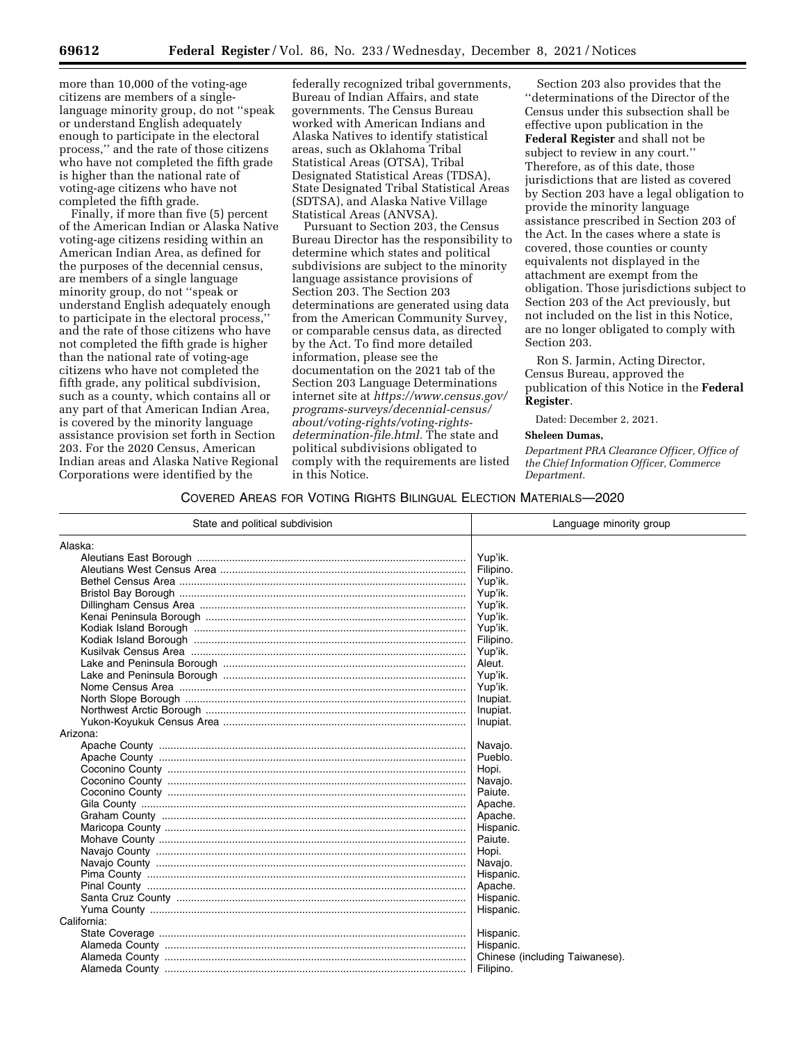more than 10,000 of the voting-age citizens are members of a single-language minority group, do not ''speak or understand English adequately enough to participate in the electoral process,'' and the rate of those citizens who have not completed the fifth grade is higher than the national rate of voting-age citizens who have not completed the fifth grade.

Finally, if more than five (5) percent of the American Indian or Alaska Native voting-age citizens residing within an American Indian Area, as defined for the purposes of the decennial census, are members of a single language minority group, do not ''speak or understand English adequately enough to participate in the electoral process,'' and the rate of those citizens who have not completed the fifth grade is higher than the national rate of voting-age citizens who have not completed the fifth grade, any political subdivision, such as a county, which contains all or any part of that American Indian Area, is covered by the minority language assistance provision set forth in Section 203. For the 2020 Census, American Indian areas and Alaska Native Regional Corporations were identified by the federally recognized tribal governments, Bureau of Indian Affairs, and state governments. The Census Bureau worked with American Indians and Alaska Natives to identify statistical areas, such as Oklahoma Tribal Statistical Areas (OTSA), Tribal Designated Statistical Areas (TDSA), State Designated Tribal Statistical Areas (SDTSA), and Alaska Native Village Statistical Areas (ANVSA).

Pursuant to Section 203, the Census Bureau Director has the responsibility to determine which states and political subdivisions are subject to the minority language assistance provisions of Section 203. The Section 203 determinations are generated using data from the American Community Survey, or comparable census data, as directed by the Act. To find more detailed information, please see the documentation on the 2021 tab of the Section 203 Language Determinations internet site at *https://www.census.gov/programs-surveys/decennial-census/about/voting-rights/voting-rights-determination-file.html.* The state and political subdivisions obligated to comply with the requirements are listed in this Notice.

Section 203 also provides that the ''determinations of the Director of the Census under this subsection shall be effective upon publication in the **Federal Register** and shall not be subject to review in any court.'' Therefore, as of this date, those jurisdictions that are listed as covered by Section 203 have a legal obligation to provide the minority language assistance prescribed in Section 203 of the Act. In the cases where a state is covered, those counties or county equivalents not displayed in the attachment are exempt from the obligation. Those jurisdictions subject to Section 203 of the Act previously, but not included on the list in this Notice, are no longer obligated to comply with Section 203.

Ron S. Jarmin, Acting Director, Census Bureau, approved the publication of this Notice in the **Federal Register**.

Dated: December 2, 2021.

**Sheleen Dumas,**

*Department PRA Clearance Officer, Office of the Chief Information Officer, Commerce Department.*

COVERED AREAS FOR VOTING RIGHTS BILINGUAL ELECTION MATERIALS—2020

| State and political subdivision | Language minority group |
|---|---|
| Alaska: | |
| Aleutians East Borough | Yup'ik. |
| Aleutians West Census Area | Filipino. |
| Bethel Census Area | Yup'ik. |
| Bristol Bay Borough | Yup'ik. |
| Dillingham Census Area | Yup'ik. |
| Kenai Peninsula Borough | Yup'ik. |
| Kodiak Island Borough | Yup'ik. |
| Kodiak Island Borough | Filipino. |
| Kusilvak Census Area | Yup'ik. |
| Lake and Peninsula Borough | Aleut. |
| Lake and Peninsula Borough | Yup'ik. |
| Nome Census Area | Yup'ik. |
| North Slope Borough | Inupiat. |
| Northwest Arctic Borough | Inupiat. |
| Yukon-Koyukuk Census Area | Inupiat. |
| Arizona: | |
| Apache County | Navajo. |
| Apache County | Pueblo. |
| Coconino County | Hopi. |
| Coconino County | Navajo. |
| Coconino County | Paiute. |
| Gila County | Apache. |
| Graham County | Apache. |
| Maricopa County | Hispanic. |
| Mohave County | Paiute. |
| Navajo County | Hopi. |
| Navajo County | Navajo. |
| Pima County | Hispanic. |
| Pinal County | Apache. |
| Santa Cruz County | Hispanic. |
| Yuma County | Hispanic. |
| California: | |
| State Coverage | Hispanic. |
| Alameda County | Hispanic. |
| Alameda County | Chinese (including Taiwanese). |
| Alameda County | Filipino. |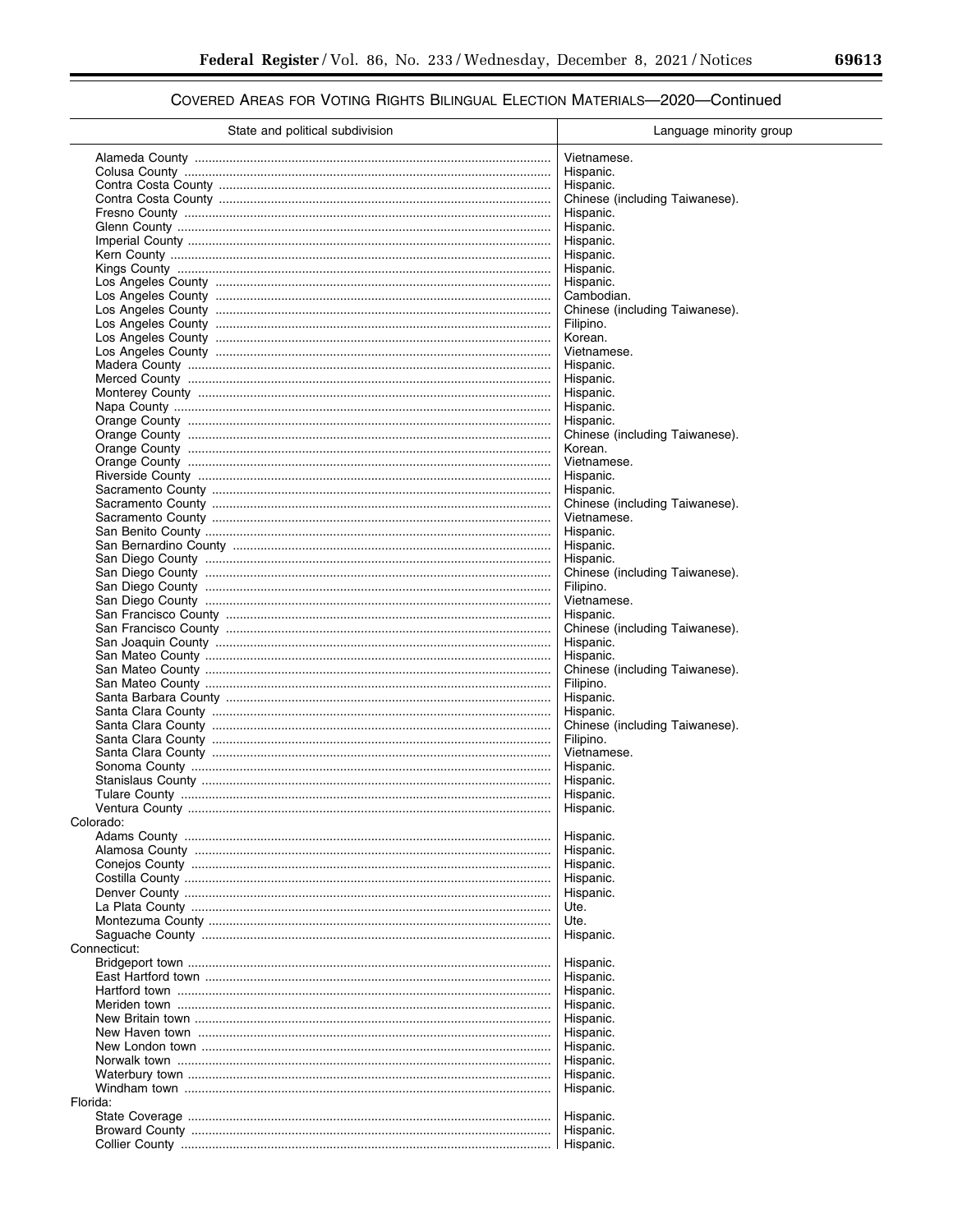## COVERED AREAS FOR VOTING RIGHTS BILINGUAL ELECTION MATERIALS—2020—Continued

| State and political subdivision | Language minority group |
|---|---|
| Alameda County | Vietnamese. |
| Colusa County | Hispanic. |
| Contra Costa County | Hispanic. |
| Contra Costa County | Chinese (including Taiwanese). |
| Fresno County | Hispanic. |
| Glenn County | Hispanic. |
| Imperial County | Hispanic. |
| Kern County | Hispanic. |
| Kings County | Hispanic. |
| Los Angeles County | Hispanic. |
| Los Angeles County | Cambodian. |
| Los Angeles County | Chinese (including Taiwanese). |
| Los Angeles County | Filipino. |
| Los Angeles County | Korean. |
| Los Angeles County | Vietnamese. |
| Madera County | Hispanic. |
| Merced County | Hispanic. |
| Monterey County | Hispanic. |
| Napa County | Hispanic. |
| Orange County | Hispanic. |
| Orange County | Chinese (including Taiwanese). |
| Orange County | Korean. |
| Orange County | Vietnamese. |
| Riverside County | Hispanic. |
| Sacramento County | Hispanic. |
| Sacramento County | Chinese (including Taiwanese). |
| Sacramento County | Vietnamese. |
| San Benito County | Hispanic. |
| San Bernardino County | Hispanic. |
| San Diego County | Hispanic. |
| San Diego County | Chinese (including Taiwanese). |
| San Diego County | Filipino. |
| San Diego County | Vietnamese. |
| San Francisco County | Hispanic. |
| San Francisco County | Chinese (including Taiwanese). |
| San Joaquin County | Hispanic. |
| San Mateo County | Hispanic. |
| San Mateo County | Chinese (including Taiwanese). |
| San Mateo County | Filipino. |
| Santa Barbara County | Hispanic. |
| Santa Clara County | Hispanic. |
| Santa Clara County | Chinese (including Taiwanese). |
| Santa Clara County | Filipino. |
| Santa Clara County | Vietnamese. |
| Sonoma County | Hispanic. |
| Stanislaus County | Hispanic. |
| Tulare County | Hispanic. |
| Ventura County | Hispanic. |
| Colorado: | |
| Adams County | Hispanic. |
| Alamosa County | Hispanic. |
| Conejos County | Hispanic. |
| Costilla County | Hispanic. |
| Denver County | Hispanic. |
| La Plata County | Ute. |
| Montezuma County | Ute. |
| Saguache County | Hispanic. |
| Connecticut: | |
| Bridgeport town | Hispanic. |
| East Hartford town | Hispanic. |
| Hartford town | Hispanic. |
| Meriden town | Hispanic. |
| New Britain town | Hispanic. |
| New Haven town | Hispanic. |
| New London town | Hispanic. |
| Norwalk town | Hispanic. |
| Waterbury town | Hispanic. |
| Windham town | Hispanic. |
| Florida: | |
| State Coverage | Hispanic. |
| Broward County | Hispanic. |
| Collier County | Hispanic. |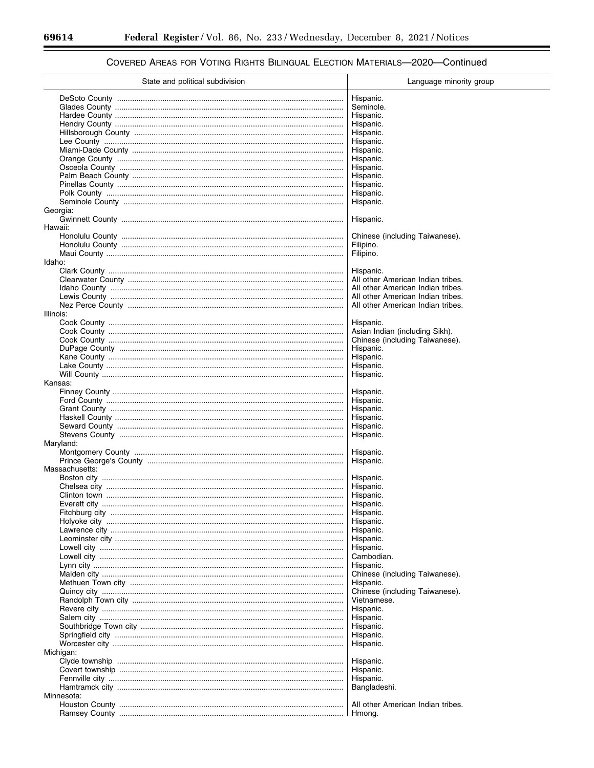## COVERED AREAS FOR VOTING RIGHTS BILINGUAL ELECTION MATERIALS—2020—Continued

| State and political subdivision | Language minority group |
|---|---|
| DeSoto County | Hispanic. |
| Glades County | Seminole. |
| Hardee County | Hispanic. |
| Hendry County | Hispanic. |
| Hillsborough County | Hispanic. |
| Lee County | Hispanic. |
| Miami-Dade County | Hispanic. |
| Orange County | Hispanic. |
| Osceola County | Hispanic. |
| Palm Beach County | Hispanic. |
| Pinellas County | Hispanic. |
| Polk County | Hispanic. |
| Seminole County | Hispanic. |
| Georgia: | |
| Gwinnett County | Hispanic. |
| Hawaii: | |
| Honolulu County | Chinese (including Taiwanese). |
| Honolulu County | Filipino. |
| Maui County | Filipino. |
| Idaho: | |
| Clark County | Hispanic. |
| Clearwater County | All other American Indian tribes. |
| Idaho County | All other American Indian tribes. |
| Lewis County | All other American Indian tribes. |
| Nez Perce County | All other American Indian tribes. |
| Illinois: | |
| Cook County | Hispanic. |
| Cook County | Asian Indian (including Sikh). |
| Cook County | Chinese (including Taiwanese). |
| DuPage County | Hispanic. |
| Kane County | Hispanic. |
| Lake County | Hispanic. |
| Will County | Hispanic. |
| Kansas: | |
| Finney County | Hispanic. |
| Ford County | Hispanic. |
| Grant County | Hispanic. |
| Haskell County | Hispanic. |
| Seward County | Hispanic. |
| Stevens County | Hispanic. |
| Maryland: | |
| Montgomery County | Hispanic. |
| Prince George's County | Hispanic. |
| Massachusetts: | |
| Boston city | Hispanic. |
| Chelsea city | Hispanic. |
| Clinton town | Hispanic. |
| Everett city | Hispanic. |
| Fitchburg city | Hispanic. |
| Holyoke city | Hispanic. |
| Lawrence city | Hispanic. |
| Leominster city | Hispanic. |
| Lowell city | Hispanic. |
| Lowell city | Cambodian. |
| Lynn city | Hispanic. |
| Malden city | Chinese (including Taiwanese). |
| Methuen Town city | Hispanic. |
| Quincy city | Chinese (including Taiwanese). |
| Randolph Town city | Vietnamese. |
| Revere city | Hispanic. |
| Salem city | Hispanic. |
| Southbridge Town city | Hispanic. |
| Springfield city | Hispanic. |
| Worcester city | Hispanic. |
| Michigan: | |
| Clyde township | Hispanic. |
| Covert township | Hispanic. |
| Fennville city | Hispanic. |
| Hamtramck city | Bangladeshi. |
| Minnesota: | |
| Houston County | All other American Indian tribes. |
| Ramsey County | Hmong. |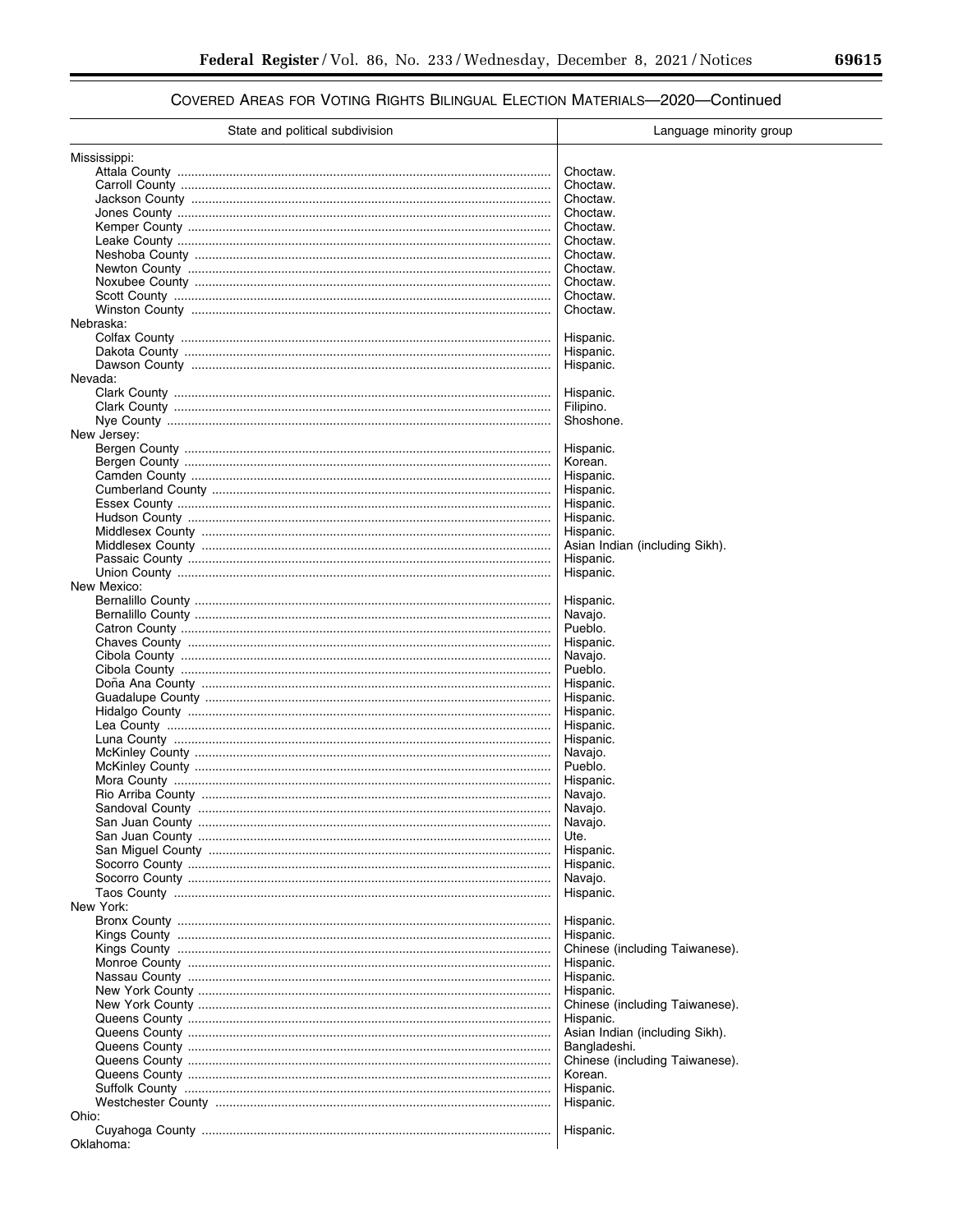## Covered Areas for Voting Rights Bilingual Election Materials—2020—Continued

| State and political subdivision | Language minority group |
|---|---|
| Mississippi: | |
| Attala County | Choctaw. |
| Carroll County | Choctaw. |
| Jackson County | Choctaw. |
| Jones County | Choctaw. |
| Kemper County | Choctaw. |
| Leake County | Choctaw. |
| Neshoba County | Choctaw. |
| Newton County | Choctaw. |
| Noxubee County | Choctaw. |
| Scott County | Choctaw. |
| Winston County | Choctaw. |
| Nebraska: | |
| Colfax County | Hispanic. |
| Dakota County | Hispanic. |
| Dawson County | Hispanic. |
| Nevada: | |
| Clark County | Hispanic. |
| Clark County | Filipino. |
| Nye County | Shoshone. |
| New Jersey: | |
| Bergen County | Hispanic. |
| Bergen County | Korean. |
| Camden County | Hispanic. |
| Cumberland County | Hispanic. |
| Essex County | Hispanic. |
| Hudson County | Hispanic. |
| Middlesex County | Hispanic. |
| Middlesex County | Asian Indian (including Sikh). |
| Passaic County | Hispanic. |
| Union County | Hispanic. |
| New Mexico: | |
| Bernalillo County | Hispanic. |
| Bernalillo County | Navajo. |
| Catron County | Pueblo. |
| Chaves County | Hispanic. |
| Cibola County | Navajo. |
| Cibola County | Pueblo. |
| Doña Ana County | Hispanic. |
| Guadalupe County | Hispanic. |
| Hidalgo County | Hispanic. |
| Lea County | Hispanic. |
| Luna County | Hispanic. |
| McKinley County | Navajo. |
| McKinley County | Pueblo. |
| Mora County | Hispanic. |
| Rio Arriba County | Navajo. |
| Sandoval County | Navajo. |
| San Juan County | Navajo. |
| San Juan County | Ute. |
| San Miguel County | Hispanic. |
| Socorro County | Hispanic. |
| Socorro County | Navajo. |
| Taos County | Hispanic. |
| New York: | |
| Bronx County | Hispanic. |
| Kings County | Hispanic. |
| Kings County | Chinese (including Taiwanese). |
| Monroe County | Hispanic. |
| Nassau County | Hispanic. |
| New York County | Hispanic. |
| New York County | Chinese (including Taiwanese). |
| Queens County | Hispanic. |
| Queens County | Asian Indian (including Sikh). |
| Queens County | Bangladeshi. |
| Queens County | Chinese (including Taiwanese). |
| Queens County | Korean. |
| Suffolk County | Hispanic. |
| Westchester County | Hispanic. |
| Ohio: | |
| Cuyahoga County | Hispanic. |
| Oklahoma: | |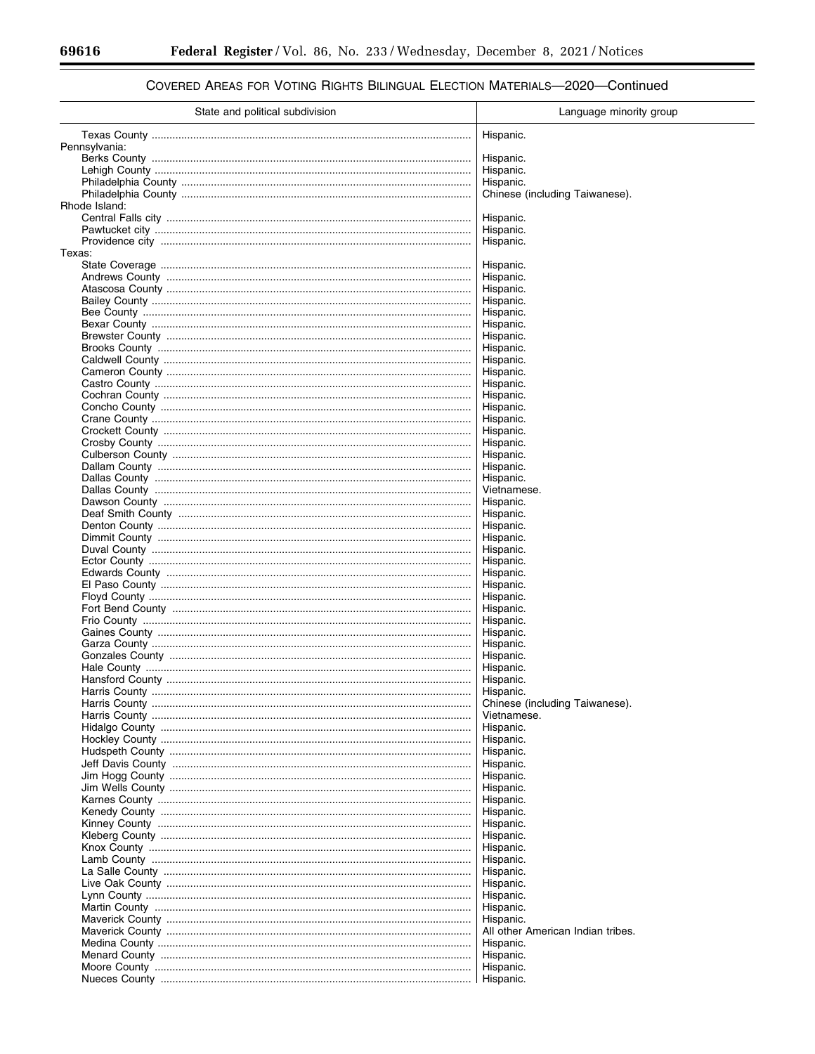## Covered Areas for Voting Rights Bilingual Election Materials—2020—Continued

| State and political subdivision | Language minority group |
| --- | --- |
| Texas County | Hispanic. |
| Pennsylvania: | |
| Berks County | Hispanic. |
| Lehigh County | Hispanic. |
| Philadelphia County | Hispanic. |
| Philadelphia County | Chinese (including Taiwanese). |
| Rhode Island: | |
| Central Falls city | Hispanic. |
| Pawtucket city | Hispanic. |
| Providence city | Hispanic. |
| Texas: | |
| State Coverage | Hispanic. |
| Andrews County | Hispanic. |
| Atascosa County | Hispanic. |
| Bailey County | Hispanic. |
| Bee County | Hispanic. |
| Bexar County | Hispanic. |
| Brewster County | Hispanic. |
| Brooks County | Hispanic. |
| Caldwell County | Hispanic. |
| Cameron County | Hispanic. |
| Castro County | Hispanic. |
| Cochran County | Hispanic. |
| Concho County | Hispanic. |
| Crane County | Hispanic. |
| Crockett County | Hispanic. |
| Crosby County | Hispanic. |
| Culberson County | Hispanic. |
| Dallam County | Hispanic. |
| Dallas County | Hispanic. |
| Dallas County | Vietnamese. |
| Dawson County | Hispanic. |
| Deaf Smith County | Hispanic. |
| Denton County | Hispanic. |
| Dimmit County | Hispanic. |
| Duval County | Hispanic. |
| Ector County | Hispanic. |
| Edwards County | Hispanic. |
| El Paso County | Hispanic. |
| Floyd County | Hispanic. |
| Fort Bend County | Hispanic. |
| Frio County | Hispanic. |
| Gaines County | Hispanic. |
| Garza County | Hispanic. |
| Gonzales County | Hispanic. |
| Hale County | Hispanic. |
| Hansford County | Hispanic. |
| Harris County | Hispanic. |
| Harris County | Chinese (including Taiwanese). |
| Harris County | Vietnamese. |
| Hidalgo County | Hispanic. |
| Hockley County | Hispanic. |
| Hudspeth County | Hispanic. |
| Jeff Davis County | Hispanic. |
| Jim Hogg County | Hispanic. |
| Jim Wells County | Hispanic. |
| Karnes County | Hispanic. |
| Kenedy County | Hispanic. |
| Kinney County | Hispanic. |
| Kleberg County | Hispanic. |
| Knox County | Hispanic. |
| Lamb County | Hispanic. |
| La Salle County | Hispanic. |
| Live Oak County | Hispanic. |
| Lynn County | Hispanic. |
| Martin County | Hispanic. |
| Maverick County | Hispanic. |
| Maverick County | All other American Indian tribes. |
| Medina County | Hispanic. |
| Menard County | Hispanic. |
| Moore County | Hispanic. |
| Nueces County | Hispanic. |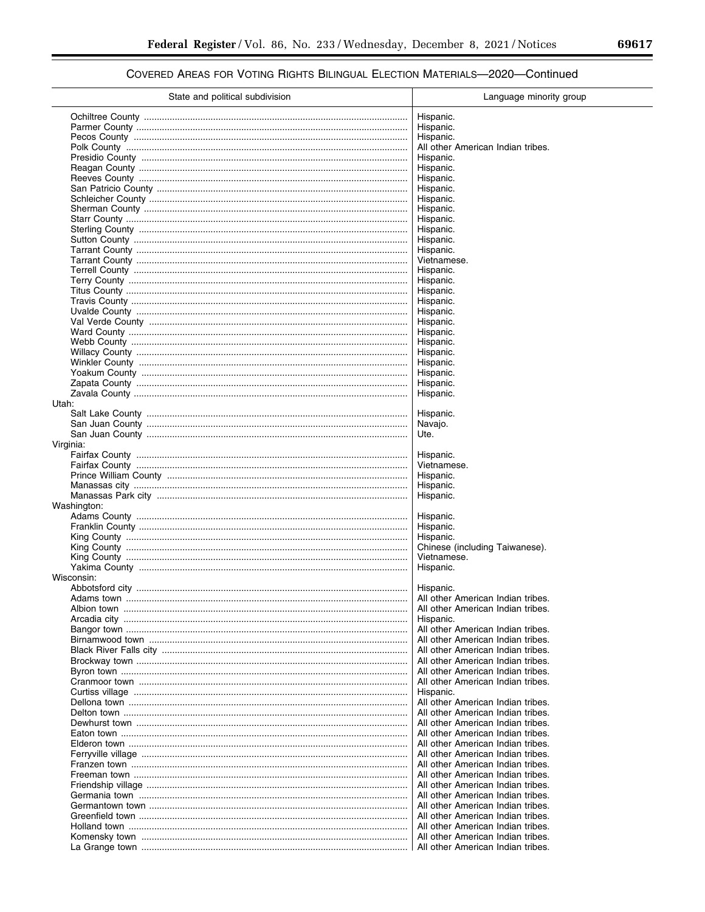## COVERED AREAS FOR VOTING RIGHTS BILINGUAL ELECTION MATERIALS—2020—Continued

| State and political subdivision | Language minority group |
| --- | --- |
| Ochiltree County | Hispanic. |
| Parmer County | Hispanic. |
| Pecos County | Hispanic. |
| Polk County | All other American Indian tribes. |
| Presidio County | Hispanic. |
| Reagan County | Hispanic. |
| Reeves County | Hispanic. |
| San Patricio County | Hispanic. |
| Schleicher County | Hispanic. |
| Sherman County | Hispanic. |
| Starr County | Hispanic. |
| Sterling County | Hispanic. |
| Sutton County | Hispanic. |
| Tarrant County | Hispanic. |
| Tarrant County | Vietnamese. |
| Terrell County | Hispanic. |
| Terry County | Hispanic. |
| Titus County | Hispanic. |
| Travis County | Hispanic. |
| Uvalde County | Hispanic. |
| Val Verde County | Hispanic. |
| Ward County | Hispanic. |
| Webb County | Hispanic. |
| Willacy County | Hispanic. |
| Winkler County | Hispanic. |
| Yoakum County | Hispanic. |
| Zapata County | Hispanic. |
| Zavala County | Hispanic. |
| Utah: | |
| Salt Lake County | Hispanic. |
| San Juan County | Navajo. |
| San Juan County | Ute. |
| Virginia: | |
| Fairfax County | Hispanic. |
| Fairfax County | Vietnamese. |
| Prince William County | Hispanic. |
| Manassas city | Hispanic. |
| Manassas Park city | Hispanic. |
| Washington: | |
| Adams County | Hispanic. |
| Franklin County | Hispanic. |
| King County | Hispanic. |
| King County | Chinese (including Taiwanese). |
| King County | Vietnamese. |
| Yakima County | Hispanic. |
| Wisconsin: | |
| Abbotsford city | Hispanic. |
| Adams town | All other American Indian tribes. |
| Albion town | All other American Indian tribes. |
| Arcadia city | Hispanic. |
| Bangor town | All other American Indian tribes. |
| Birnamwood town | All other American Indian tribes. |
| Black River Falls city | All other American Indian tribes. |
| Brockway town | All other American Indian tribes. |
| Byron town | All other American Indian tribes. |
| Cranmoor town | All other American Indian tribes. |
| Curtiss village | Hispanic. |
| Dellona town | All other American Indian tribes. |
| Delton town | All other American Indian tribes. |
| Dewhurst town | All other American Indian tribes. |
| Eaton town | All other American Indian tribes. |
| Elderon town | All other American Indian tribes. |
| Ferryville village | All other American Indian tribes. |
| Franzen town | All other American Indian tribes. |
| Freeman town | All other American Indian tribes. |
| Friendship village | All other American Indian tribes. |
| Germania town | All other American Indian tribes. |
| Germantown town | All other American Indian tribes. |
| Greenfield town | All other American Indian tribes. |
| Holland town | All other American Indian tribes. |
| Komensky town | All other American Indian tribes. |
| La Grange town | All other American Indian tribes. |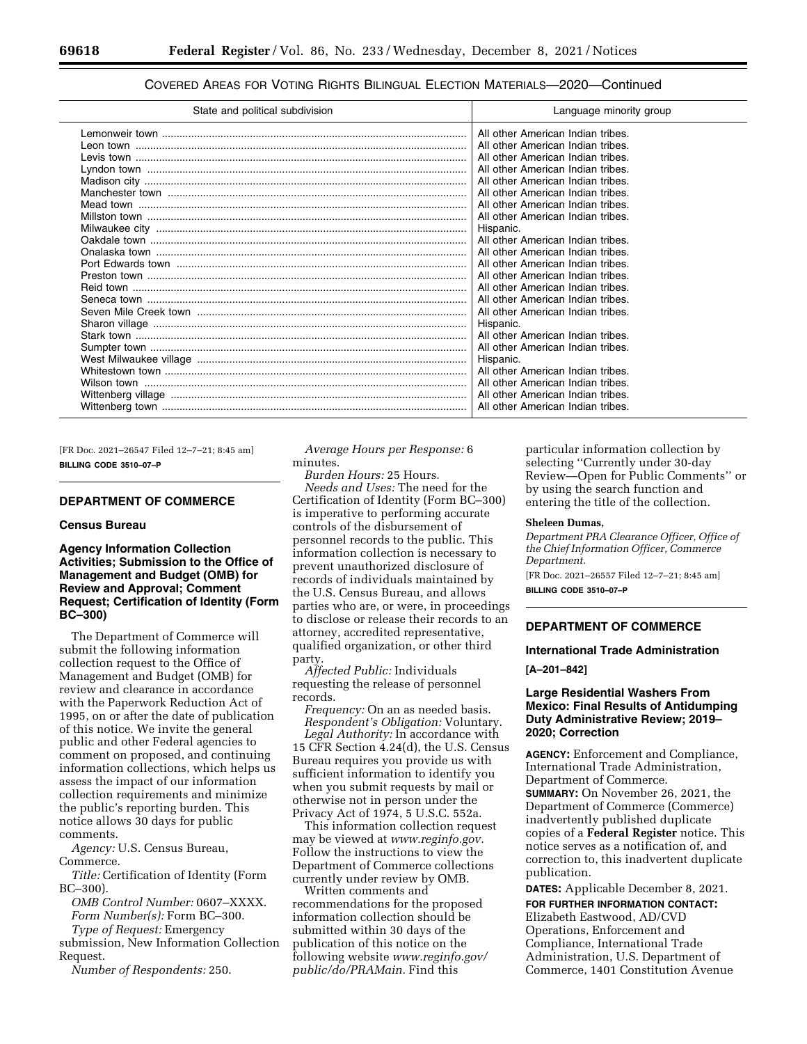COVERED AREAS FOR VOTING RIGHTS BILINGUAL ELECTION MATERIALS—2020—Continued

| State and political subdivision | Language minority group |
| --- | --- |
| Lemonweir town | All other American Indian tribes. |
| Leon town | All other American Indian tribes. |
| Levis town | All other American Indian tribes. |
| Lyndon town | All other American Indian tribes. |
| Madison city | All other American Indian tribes. |
| Manchester town | All other American Indian tribes. |
| Mead town | All other American Indian tribes. |
| Millston town | All other American Indian tribes. |
| Milwaukee city | Hispanic. |
| Oakdale town | All other American Indian tribes. |
| Onalaska town | All other American Indian tribes. |
| Port Edwards town | All other American Indian tribes. |
| Preston town | All other American Indian tribes. |
| Reid town | All other American Indian tribes. |
| Seneca town | All other American Indian tribes. |
| Seven Mile Creek town | All other American Indian tribes. |
| Sharon village | Hispanic. |
| Stark town | All other American Indian tribes. |
| Sumpter town | All other American Indian tribes. |
| West Milwaukee village | Hispanic. |
| Whitestown town | All other American Indian tribes. |
| Wilson town | All other American Indian tribes. |
| Wittenberg village | All other American Indian tribes. |
| Wittenberg town | All other American Indian tribes. |

[FR Doc. 2021–26547 Filed 12–7–21; 8:45 am]

**BILLING CODE 3510–07–P**

## DEPARTMENT OF COMMERCE

### Census Bureau

### Agency Information Collection Activities; Submission to the Office of Management and Budget (OMB) for Review and Approval; Comment Request; Certification of Identity (Form BC–300)

The Department of Commerce will submit the following information collection request to the Office of Management and Budget (OMB) for review and clearance in accordance with the Paperwork Reduction Act of 1995, on or after the date of publication of this notice. We invite the general public and other Federal agencies to comment on proposed, and continuing information collections, which helps us assess the impact of our information collection requirements and minimize the public's reporting burden. This notice allows 30 days for public comments.

*Agency:* U.S. Census Bureau, Commerce.

*Title:* Certification of Identity (Form BC–300).

*OMB Control Number:* 0607–XXXX.

*Form Number(s):* Form BC–300.

*Type of Request:* Emergency submission, New Information Collection Request.

*Number of Respondents:* 250.

*Average Hours per Response:* 6 minutes.

*Burden Hours:* 25 Hours.

*Needs and Uses:* The need for the Certification of Identity (Form BC–300) is imperative to performing accurate controls of the disbursement of personnel records to the public. This information collection is necessary to prevent unauthorized disclosure of records of individuals maintained by the U.S. Census Bureau, and allows parties who are, or were, in proceedings to disclose or release their records to an attorney, accredited representative, qualified organization, or other third party.

*Affected Public:* Individuals requesting the release of personnel records.

*Frequency:* On an as needed basis.

*Respondent's Obligation:* Voluntary.

*Legal Authority:* In accordance with 15 CFR Section 4.24(d), the U.S. Census Bureau requires you provide us with sufficient information to identify you when you submit requests by mail or otherwise not in person under the Privacy Act of 1974, 5 U.S.C. 552a.

This information collection request may be viewed at *www.reginfo.gov.* Follow the instructions to view the Department of Commerce collections currently under review by OMB.

Written comments and recommendations for the proposed information collection should be submitted within 30 days of the publication of this notice on the following website *www.reginfo.gov/public/do/PRAMain.* Find this particular information collection by selecting ''Currently under 30-day Review—Open for Public Comments'' or by using the search function and entering the title of the collection.

**Sheleen Dumas,**

*Department PRA Clearance Officer, Office of the Chief Information Officer, Commerce Department.*

[FR Doc. 2021–26557 Filed 12–7–21; 8:45 am]

**BILLING CODE 3510–07–P**

## DEPARTMENT OF COMMERCE

### International Trade Administration

**[A–201–842]**

### Large Residential Washers From Mexico: Final Results of Antidumping Duty Administrative Review; 2019–2020; Correction

**AGENCY:** Enforcement and Compliance, International Trade Administration, Department of Commerce.

**SUMMARY:** On November 26, 2021, the Department of Commerce (Commerce) inadvertently published duplicate copies of a **Federal Register** notice. This notice serves as a notification of, and correction to, this inadvertent duplicate publication.

**DATES:** Applicable December 8, 2021.

**FOR FURTHER INFORMATION CONTACT:** Elizabeth Eastwood, AD/CVD Operations, Enforcement and Compliance, International Trade Administration, U.S. Department of Commerce, 1401 Constitution Avenue